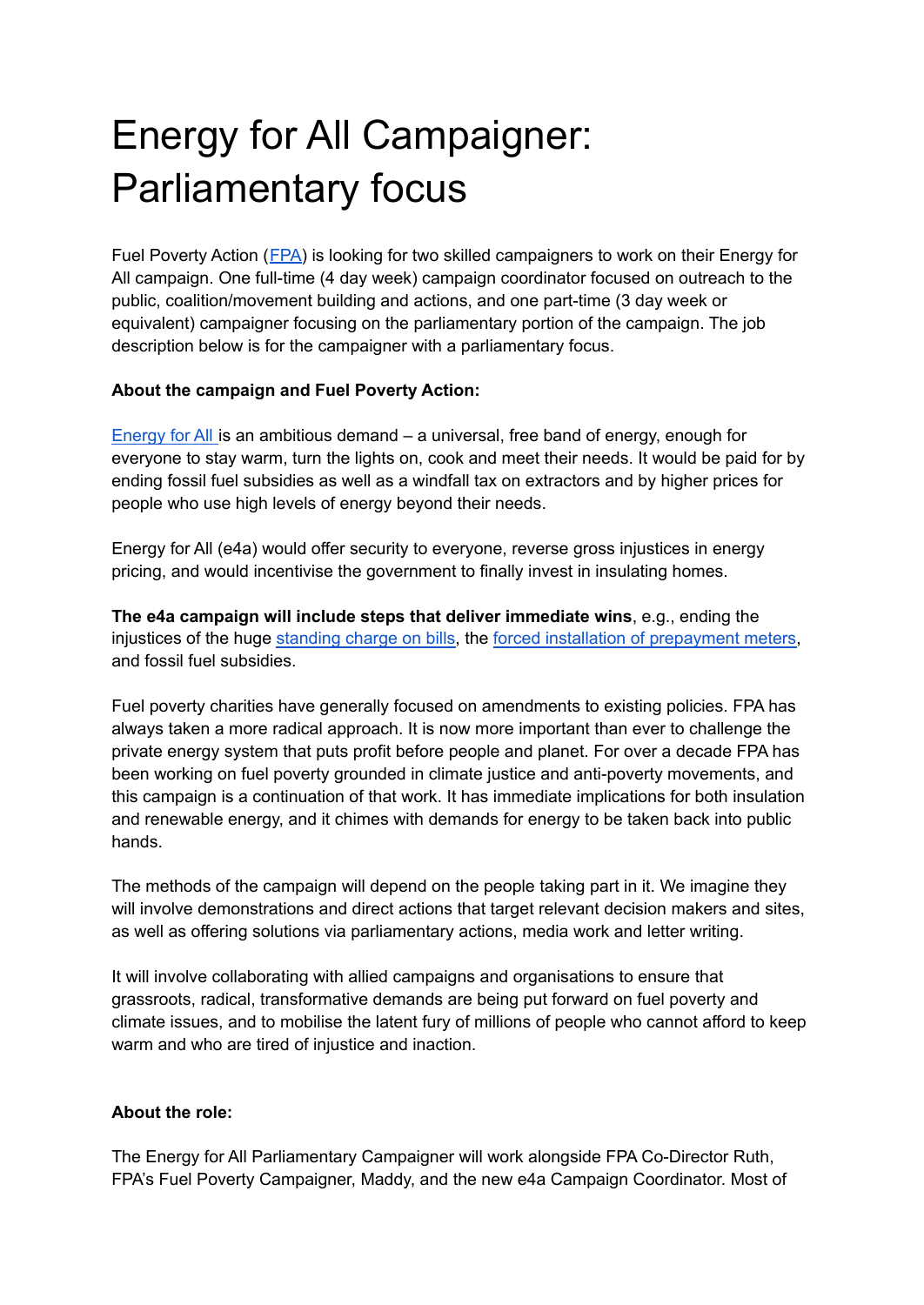# Energy for All Campaigner: Parliamentary focus

Fuel Poverty Action (FPA) is looking for two skilled campaigners to work on their Energy for All campaign. One full-time (4 day week) campaign coordinator focused on outreach to the public, coalition/movement building and actions, and one part-time (3 day week or equivalent) campaigner focusing on the parliamentary portion of the campaign. The job description below is for the campaigner with a parliamentary focus.

**About the campaign and Fuel Poverty Action:**

Energy for All is an ambitious demand – a universal, free band of energy, enough for everyone to stay warm, turn the lights on, cook and meet their needs. It would be paid for by ending fossil fuel subsidies as well as a windfall tax on extractors and by higher prices for people who use high levels of energy beyond their needs.

Energy for All (e4a) would offer security to everyone, reverse gross injustices in energy pricing, and would incentivise the government to finally invest in insulating homes.

**The e4a campaign will include steps that deliver immediate wins**, e.g., ending the injustices of the huge standing charge on bills, the forced installation of prepayment meters, and fossil fuel subsidies.

Fuel poverty charities have generally focused on amendments to existing policies. FPA has always taken a more radical approach. It is now more important than ever to challenge the private energy system that puts profit before people and planet. For over a decade FPA has been working on fuel poverty grounded in climate justice and anti-poverty movements, and this campaign is a continuation of that work. It has immediate implications for both insulation and renewable energy, and it chimes with demands for energy to be taken back into public hands.

The methods of the campaign will depend on the people taking part in it. We imagine they will involve demonstrations and direct actions that target relevant decision makers and sites, as well as offering solutions via parliamentary actions, media work and letter writing.

It will involve collaborating with allied campaigns and organisations to ensure that grassroots, radical, transformative demands are being put forward on fuel poverty and climate issues, and to mobilise the latent fury of millions of people who cannot afford to keep warm and who are tired of injustice and inaction.

**About the role:**

The Energy for All Parliamentary Campaigner will work alongside FPA Co-Director Ruth, FPA's Fuel Poverty Campaigner, Maddy, and the new e4a Campaign Coordinator. Most of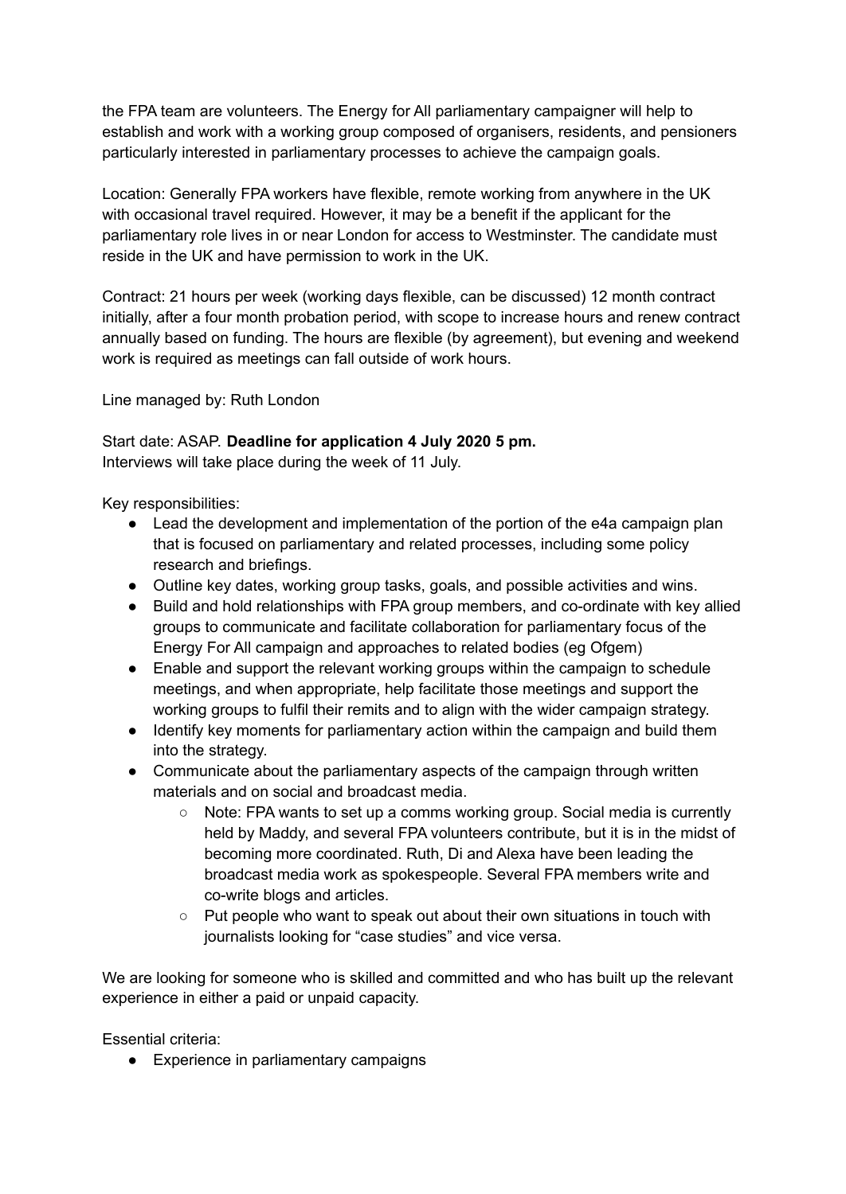the FPA team are volunteers. The Energy for All parliamentary campaigner will help to establish and work with a working group composed of organisers, residents, and pensioners particularly interested in parliamentary processes to achieve the campaign goals.

Location: Generally FPA workers have flexible, remote working from anywhere in the UK with occasional travel required. However, it may be a benefit if the applicant for the parliamentary role lives in or near London for access to Westminster. The candidate must reside in the UK and have permission to work in the UK.

Contract: 21 hours per week (working days flexible, can be discussed) 12 month contract initially, after a four month probation period, with scope to increase hours and renew contract annually based on funding. The hours are flexible (by agreement), but evening and weekend work is required as meetings can fall outside of work hours.

Line managed by: Ruth London

Start date: ASAP. **Deadline for application 4 July 2020 5 pm.**
Interviews will take place during the week of 11 July.

Key responsibilities:

- Lead the development and implementation of the portion of the e4a campaign plan that is focused on parliamentary and related processes, including some policy research and briefings.
- Outline key dates, working group tasks, goals, and possible activities and wins.
- Build and hold relationships with FPA group members, and co-ordinate with key allied groups to communicate and facilitate collaboration for parliamentary focus of the Energy For All campaign and approaches to related bodies (eg Ofgem)
- Enable and support the relevant working groups within the campaign to schedule meetings, and when appropriate, help facilitate those meetings and support the working groups to fulfil their remits and to align with the wider campaign strategy.
- Identify key moments for parliamentary action within the campaign and build them into the strategy.
- Communicate about the parliamentary aspects of the campaign through written materials and on social and broadcast media.
    - Note: FPA wants to set up a comms working group. Social media is currently held by Maddy, and several FPA volunteers contribute, but it is in the midst of becoming more coordinated. Ruth, Di and Alexa have been leading the broadcast media work as spokespeople. Several FPA members write and co-write blogs and articles.
    - Put people who want to speak out about their own situations in touch with journalists looking for "case studies" and vice versa.

We are looking for someone who is skilled and committed and who has built up the relevant experience in either a paid or unpaid capacity.

Essential criteria:

- Experience in parliamentary campaigns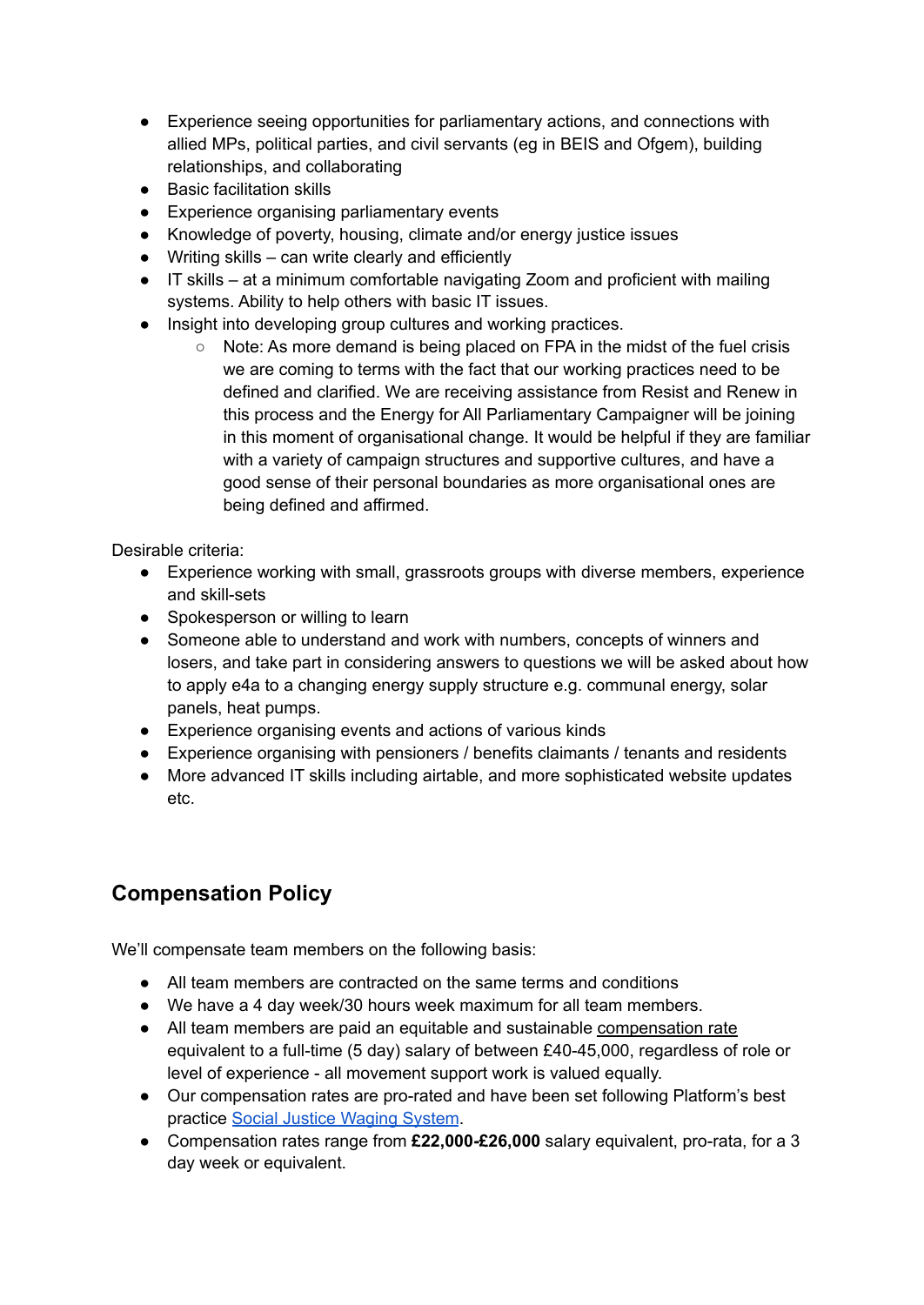- Experience seeing opportunities for parliamentary actions, and connections with allied MPs, political parties, and civil servants (eg in BEIS and Ofgem), building relationships, and collaborating
- Basic facilitation skills
- Experience organising parliamentary events
- Knowledge of poverty, housing, climate and/or energy justice issues
- Writing skills – can write clearly and efficiently
- IT skills – at a minimum comfortable navigating Zoom and proficient with mailing systems. Ability to help others with basic IT issues.
- Insight into developing group cultures and working practices.
    - Note: As more demand is being placed on FPA in the midst of the fuel crisis we are coming to terms with the fact that our working practices need to be defined and clarified. We are receiving assistance from Resist and Renew in this process and the Energy for All Parliamentary Campaigner will be joining in this moment of organisational change. It would be helpful if they are familiar with a variety of campaign structures and supportive cultures, and have a good sense of their personal boundaries as more organisational ones are being defined and affirmed.

Desirable criteria:

- Experience working with small, grassroots groups with diverse members, experience and skill-sets
- Spokesperson or willing to learn
- Someone able to understand and work with numbers, concepts of winners and losers, and take part in considering answers to questions we will be asked about how to apply e4a to a changing energy supply structure e.g. communal energy, solar panels, heat pumps.
- Experience organising events and actions of various kinds
- Experience organising with pensioners / benefits claimants / tenants and residents
- More advanced IT skills including airtable, and more sophisticated website updates etc.

## Compensation Policy

We'll compensate team members on the following basis:

- All team members are contracted on the same terms and conditions
- We have a 4 day week/30 hours week maximum for all team members.
- All team members are paid an equitable and sustainable compensation rate equivalent to a full-time (5 day) salary of between £40-45,000, regardless of role or level of experience - all movement support work is valued equally.
- Our compensation rates are pro-rated and have been set following Platform's best practice Social Justice Waging System.
- Compensation rates range from **£22,000-£26,000** salary equivalent, pro-rata, for a 3 day week or equivalent.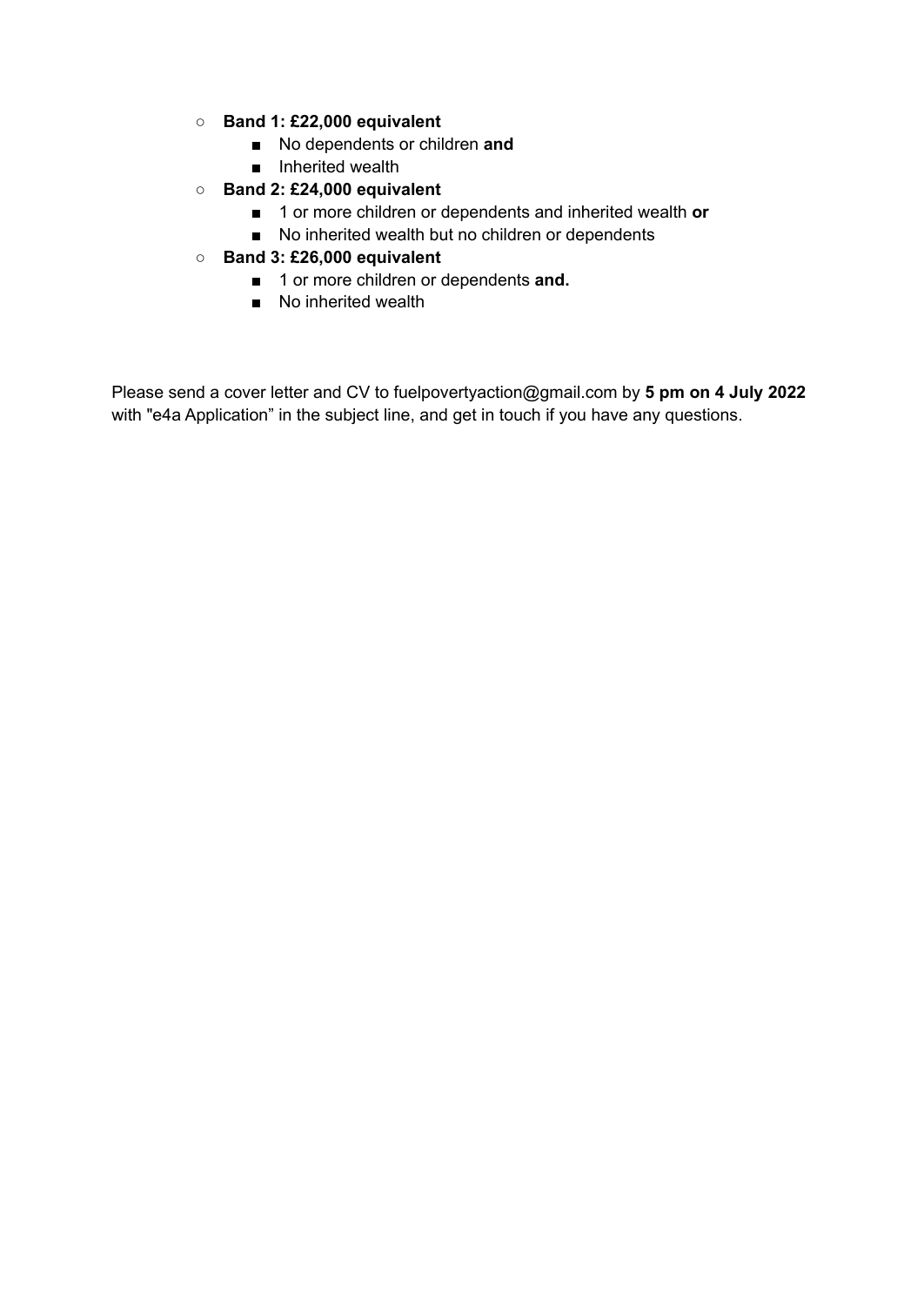- **Band 1: £22,000 equivalent**
  - No dependents or children **and**
  - Inherited wealth
- **Band 2: £24,000 equivalent**
  - 1 or more children or dependents and inherited wealth **or**
  - No inherited wealth but no children or dependents
- **Band 3: £26,000 equivalent**
  - 1 or more children or dependents **and.**
  - No inherited wealth

Please send a cover letter and CV to fuelpovertyaction@gmail.com by **5 pm on 4 July 2022** with "e4a Application" in the subject line, and get in touch if you have any questions.